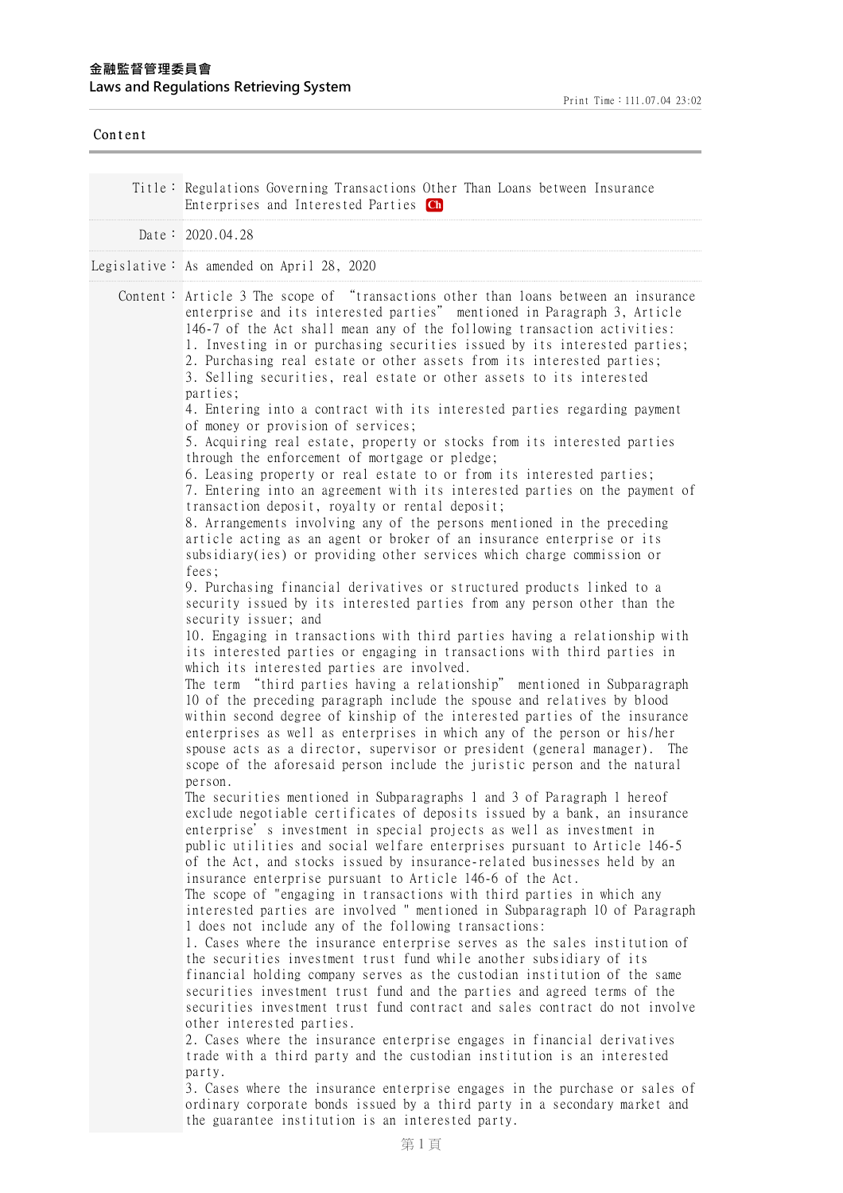**金融監督管理委員會**
**Laws and Regulations Retrieving System**

Print Time：111.07.04 23:02

Content

Title： Regulations Governing Transactions Other Than Loans between Insurance Enterprises and Interested Parties Ch

Date： 2020.04.28

Legislative： As amended on April 28, 2020

Content： Article 3 The scope of "transactions other than loans between an insurance enterprise and its interested parties" mentioned in Paragraph 3, Article 146-7 of the Act shall mean any of the following transaction activities:

1. Investing in or purchasing securities issued by its interested parties;
2. Purchasing real estate or other assets from its interested parties;
3. Selling securities, real estate or other assets to its interested parties;
4. Entering into a contract with its interested parties regarding payment of money or provision of services;
5. Acquiring real estate, property or stocks from its interested parties through the enforcement of mortgage or pledge;
6. Leasing property or real estate to or from its interested parties;
7. Entering into an agreement with its interested parties on the payment of transaction deposit, royalty or rental deposit;
8. Arrangements involving any of the persons mentioned in the preceding article acting as an agent or broker of an insurance enterprise or its subsidiary(ies) or providing other services which charge commission or fees;
9. Purchasing financial derivatives or structured products linked to a security issued by its interested parties from any person other than the security issuer; and
10. Engaging in transactions with third parties having a relationship with its interested parties or engaging in transactions with third parties in which its interested parties are involved.

The term "third parties having a relationship" mentioned in Subparagraph 10 of the preceding paragraph include the spouse and relatives by blood within second degree of kinship of the interested parties of the insurance enterprises as well as enterprises in which any of the person or his/her spouse acts as a director, supervisor or president (general manager). The scope of the aforesaid person include the juristic person and the natural person.

The securities mentioned in Subparagraphs 1 and 3 of Paragraph 1 hereof exclude negotiable certificates of deposits issued by a bank, an insurance enterprise's investment in special projects as well as investment in public utilities and social welfare enterprises pursuant to Article 146-5 of the Act, and stocks issued by insurance-related businesses held by an insurance enterprise pursuant to Article 146-6 of the Act.

The scope of "engaging in transactions with third parties in which any interested parties are involved " mentioned in Subparagraph 10 of Paragraph 1 does not include any of the following transactions:

1. Cases where the insurance enterprise serves as the sales institution of the securities investment trust fund while another subsidiary of its financial holding company serves as the custodian institution of the same securities investment trust fund and the parties and agreed terms of the securities investment trust fund contract and sales contract do not involve other interested parties.
2. Cases where the insurance enterprise engages in financial derivatives trade with a third party and the custodian institution is an interested party.
3. Cases where the insurance enterprise engages in the purchase or sales of ordinary corporate bonds issued by a third party in a secondary market and the guarantee institution is an interested party.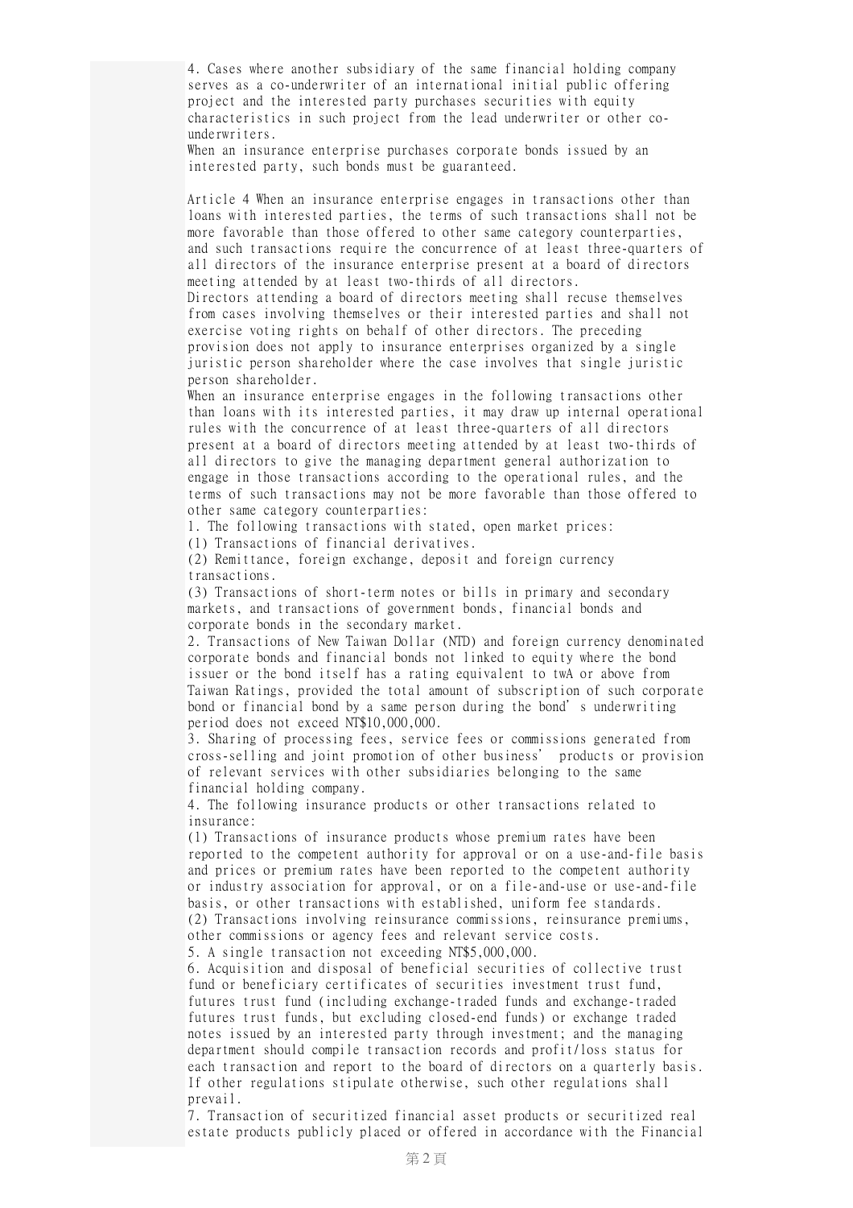4. Cases where another subsidiary of the same financial holding company serves as a co-underwriter of an international initial public offering project and the interested party purchases securities with equity characteristics in such project from the lead underwriter or other co-underwriters.

When an insurance enterprise purchases corporate bonds issued by an interested party, such bonds must be guaranteed.

Article 4 When an insurance enterprise engages in transactions other than loans with interested parties, the terms of such transactions shall not be more favorable than those offered to other same category counterparties, and such transactions require the concurrence of at least three-quarters of all directors of the insurance enterprise present at a board of directors meeting attended by at least two-thirds of all directors.

Directors attending a board of directors meeting shall recuse themselves from cases involving themselves or their interested parties and shall not exercise voting rights on behalf of other directors. The preceding provision does not apply to insurance enterprises organized by a single juristic person shareholder where the case involves that single juristic person shareholder.

When an insurance enterprise engages in the following transactions other than loans with its interested parties, it may draw up internal operational rules with the concurrence of at least three-quarters of all directors present at a board of directors meeting attended by at least two-thirds of all directors to give the managing department general authorization to engage in those transactions according to the operational rules, and the terms of such transactions may not be more favorable than those offered to other same category counterparties:

1. The following transactions with stated, open market prices:
(1) Transactions of financial derivatives.
(2) Remittance, foreign exchange, deposit and foreign currency transactions.
(3) Transactions of short-term notes or bills in primary and secondary markets, and transactions of government bonds, financial bonds and corporate bonds in the secondary market.
2. Transactions of New Taiwan Dollar (NTD) and foreign currency denominated corporate bonds and financial bonds not linked to equity where the bond issuer or the bond itself has a rating equivalent to twA or above from Taiwan Ratings, provided the total amount of subscription of such corporate bond or financial bond by a same person during the bond's underwriting period does not exceed NT$10,000,000.
3. Sharing of processing fees, service fees or commissions generated from cross-selling and joint promotion of other business' products or provision of relevant services with other subsidiaries belonging to the same financial holding company.
4. The following insurance products or other transactions related to insurance:
(1) Transactions of insurance products whose premium rates have been reported to the competent authority for approval or on a use-and-file basis and prices or premium rates have been reported to the competent authority or industry association for approval, or on a file-and-use or use-and-file basis, or other transactions with established, uniform fee standards.
(2) Transactions involving reinsurance commissions, reinsurance premiums, other commissions or agency fees and relevant service costs.
5. A single transaction not exceeding NT$5,000,000.
6. Acquisition and disposal of beneficial securities of collective trust fund or beneficiary certificates of securities investment trust fund, futures trust fund (including exchange-traded funds and exchange-traded futures trust funds, but excluding closed-end funds) or exchange traded notes issued by an interested party through investment; and the managing department should compile transaction records and profit/loss status for each transaction and report to the board of directors on a quarterly basis. If other regulations stipulate otherwise, such other regulations shall prevail.
7. Transaction of securitized financial asset products or securitized real estate products publicly placed or offered in accordance with the Financial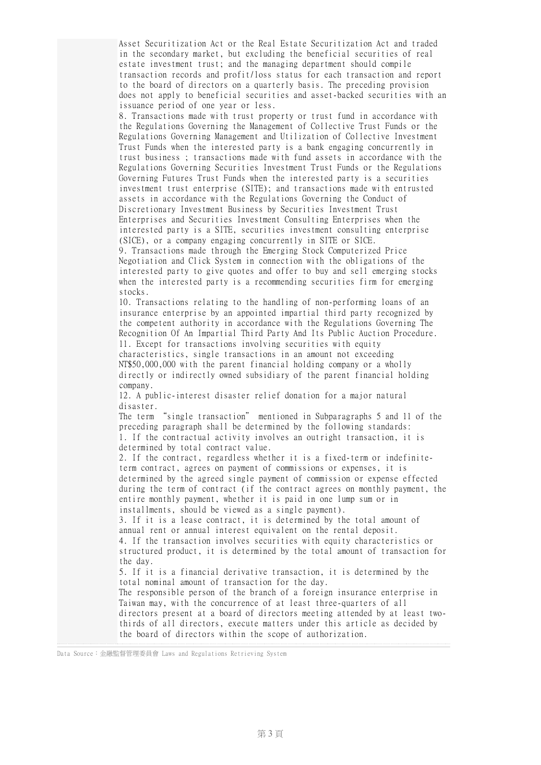Asset Securitization Act or the Real Estate Securitization Act and traded in the secondary market, but excluding the beneficial securities of real estate investment trust; and the managing department should compile transaction records and profit/loss status for each transaction and report to the board of directors on a quarterly basis. The preceding provision does not apply to beneficial securities and asset-backed securities with an issuance period of one year or less.

8. Transactions made with trust property or trust fund in accordance with the Regulations Governing the Management of Collective Trust Funds or the Regulations Governing Management and Utilization of Collective Investment Trust Funds when the interested party is a bank engaging concurrently in trust business ; transactions made with fund assets in accordance with the Regulations Governing Securities Investment Trust Funds or the Regulations Governing Futures Trust Funds when the interested party is a securities investment trust enterprise (SITE); and transactions made with entrusted assets in accordance with the Regulations Governing the Conduct of Discretionary Investment Business by Securities Investment Trust Enterprises and Securities Investment Consulting Enterprises when the interested party is a SITE, securities investment consulting enterprise (SICE), or a company engaging concurrently in SITE or SICE.

9. Transactions made through the Emerging Stock Computerized Price Negotiation and Click System in connection with the obligations of the interested party to give quotes and offer to buy and sell emerging stocks when the interested party is a recommending securities firm for emerging stocks.

10. Transactions relating to the handling of non-performing loans of an insurance enterprise by an appointed impartial third party recognized by the competent authority in accordance with the Regulations Governing The Recognition Of An Impartial Third Party And Its Public Auction Procedure.

11. Except for transactions involving securities with equity characteristics, single transactions in an amount not exceeding NT$50,000,000 with the parent financial holding company or a wholly directly or indirectly owned subsidiary of the parent financial holding company.

12. A public-interest disaster relief donation for a major natural disaster.

The term "single transaction" mentioned in Subparagraphs 5 and 11 of the preceding paragraph shall be determined by the following standards:

1. If the contractual activity involves an outright transaction, it is determined by total contract value.

2. If the contract, regardless whether it is a fixed-term or indefinite-term contract, agrees on payment of commissions or expenses, it is determined by the agreed single payment of commission or expense effected during the term of contract (if the contract agrees on monthly payment, the entire monthly payment, whether it is paid in one lump sum or in installments, should be viewed as a single payment).

3. If it is a lease contract, it is determined by the total amount of annual rent or annual interest equivalent on the rental deposit.

4. If the transaction involves securities with equity characteristics or structured product, it is determined by the total amount of transaction for the day.

5. If it is a financial derivative transaction, it is determined by the total nominal amount of transaction for the day.

The responsible person of the branch of a foreign insurance enterprise in Taiwan may, with the concurrence of at least three-quarters of all directors present at a board of directors meeting attended by at least two-thirds of all directors, execute matters under this article as decided by the board of directors within the scope of authorization.

Data Source：金融監督管理委員會 Laws and Regulations Retrieving System